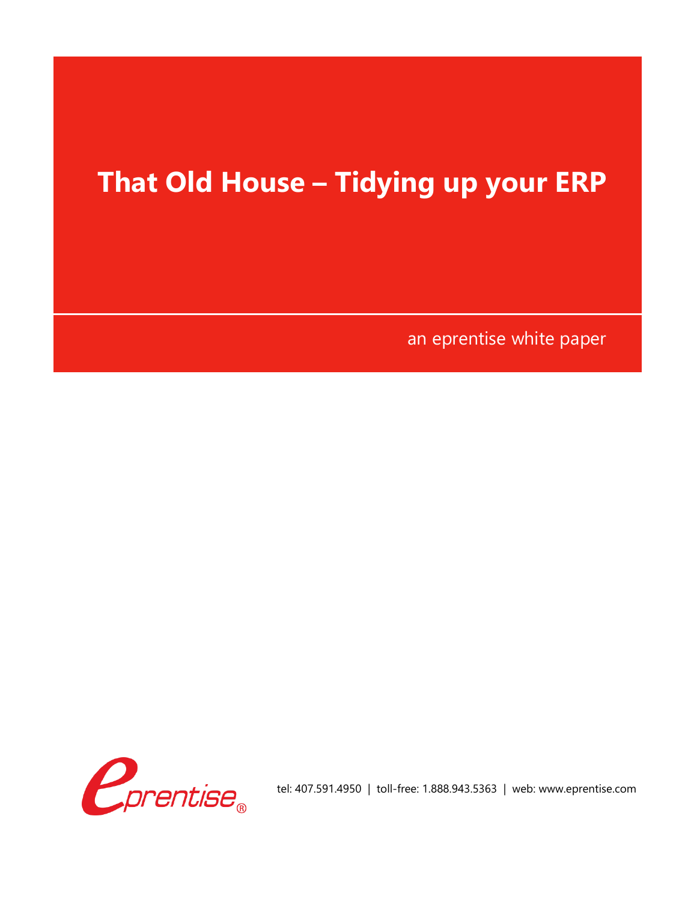# That Old House – Tidying up your ERP

an eprentise white paper

tel: 407.591.4950 | toll-free: 1.888.943.5363 | web: www.eprentise.com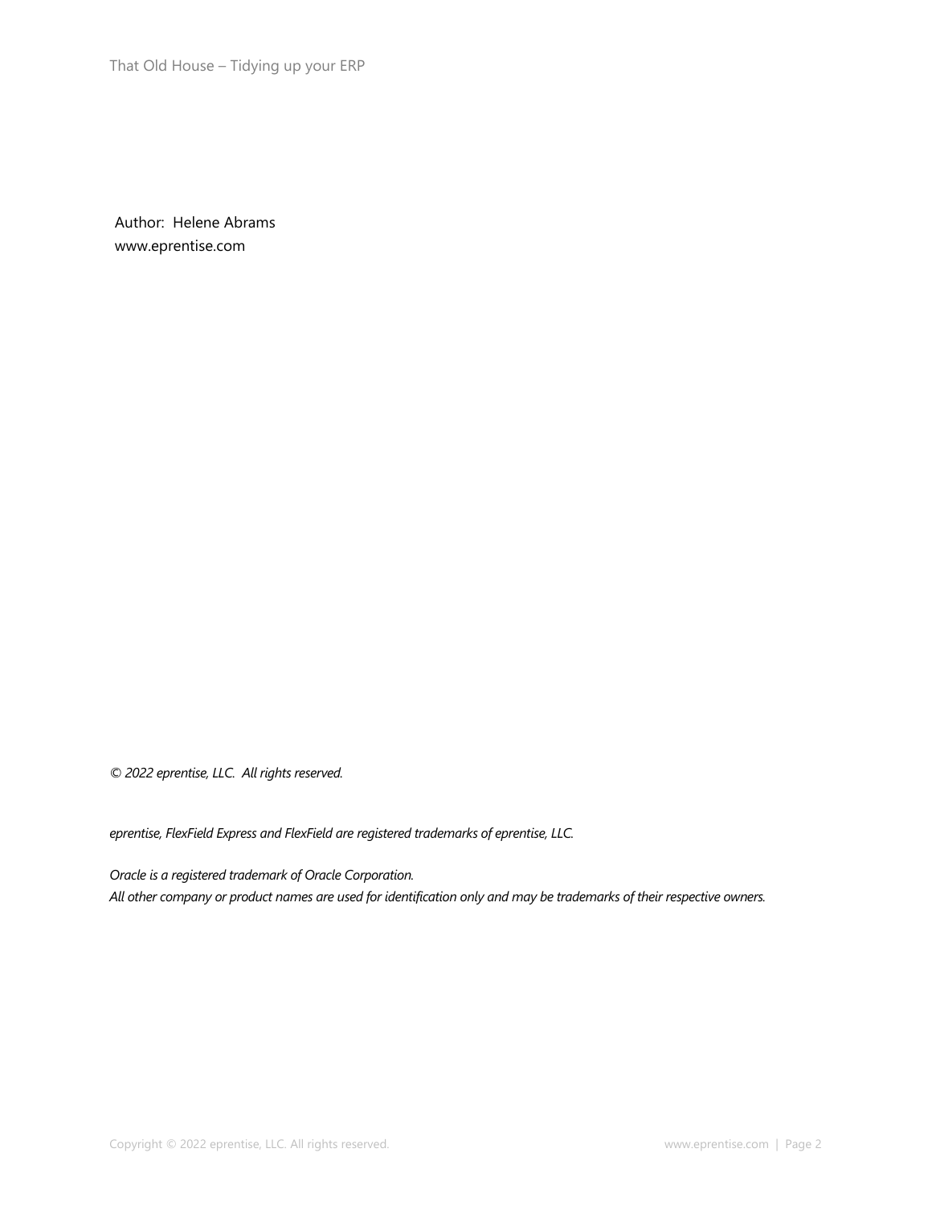Author: Helene Abrams
www.eprentise.com

*© 2022 eprentise, LLC. All rights reserved.*

*eprentise, FlexField Express and FlexField are registered trademarks of eprentise, LLC.*

*Oracle is a registered trademark of Oracle Corporation.*
*All other company or product names are used for identification only and may be trademarks of their respective owners.*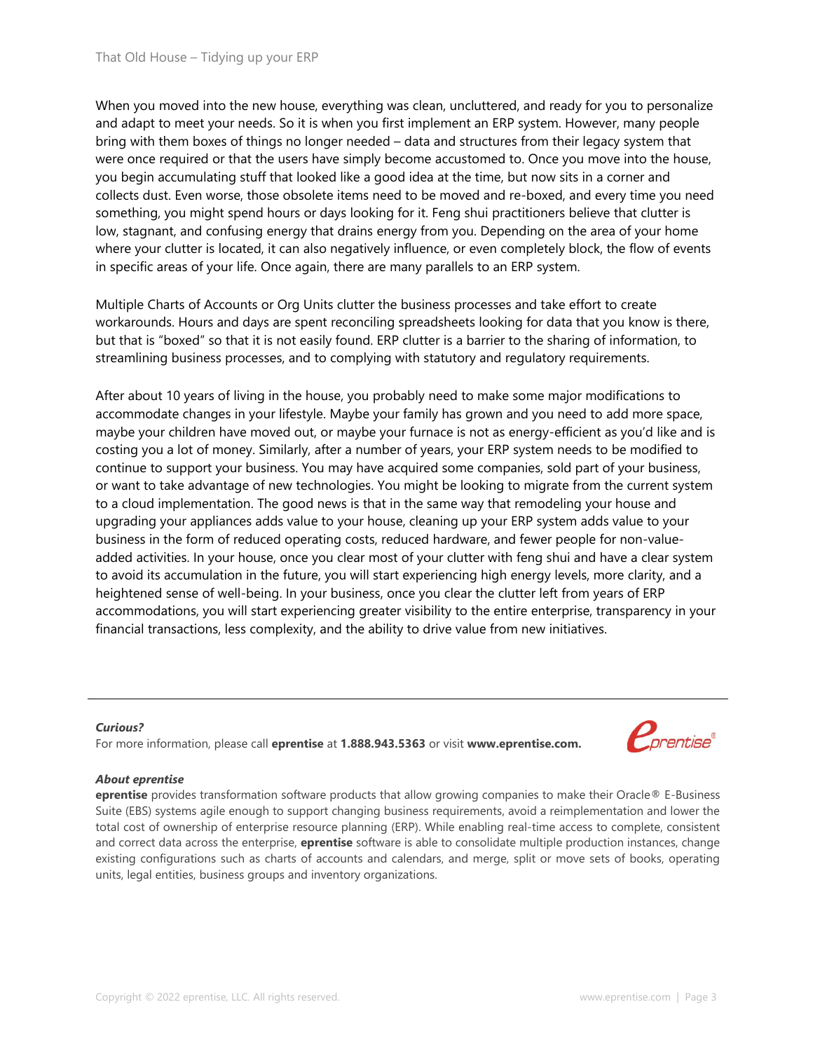When you moved into the new house, everything was clean, uncluttered, and ready for you to personalize and adapt to meet your needs. So it is when you first implement an ERP system. However, many people bring with them boxes of things no longer needed – data and structures from their legacy system that were once required or that the users have simply become accustomed to. Once you move into the house, you begin accumulating stuff that looked like a good idea at the time, but now sits in a corner and collects dust. Even worse, those obsolete items need to be moved and re-boxed, and every time you need something, you might spend hours or days looking for it. Feng shui practitioners believe that clutter is low, stagnant, and confusing energy that drains energy from you. Depending on the area of your home where your clutter is located, it can also negatively influence, or even completely block, the flow of events in specific areas of your life. Once again, there are many parallels to an ERP system.

Multiple Charts of Accounts or Org Units clutter the business processes and take effort to create workarounds. Hours and days are spent reconciling spreadsheets looking for data that you know is there, but that is "boxed" so that it is not easily found. ERP clutter is a barrier to the sharing of information, to streamlining business processes, and to complying with statutory and regulatory requirements.

After about 10 years of living in the house, you probably need to make some major modifications to accommodate changes in your lifestyle. Maybe your family has grown and you need to add more space, maybe your children have moved out, or maybe your furnace is not as energy-efficient as you'd like and is costing you a lot of money. Similarly, after a number of years, your ERP system needs to be modified to continue to support your business. You may have acquired some companies, sold part of your business, or want to take advantage of new technologies. You might be looking to migrate from the current system to a cloud implementation. The good news is that in the same way that remodeling your house and upgrading your appliances adds value to your house, cleaning up your ERP system adds value to your business in the form of reduced operating costs, reduced hardware, and fewer people for non-value-added activities. In your house, once you clear most of your clutter with feng shui and have a clear system to avoid its accumulation in the future, you will start experiencing high energy levels, more clarity, and a heightened sense of well-being. In your business, once you clear the clutter left from years of ERP accommodations, you will start experiencing greater visibility to the entire enterprise, transparency in your financial transactions, less complexity, and the ability to drive value from new initiatives.

---

***Curious?***

For more information, please call **eprentise** at **1.888.943.5363** or visit **www.eprentise.com.**

***About eprentise***

**eprentise** provides transformation software products that allow growing companies to make their Oracle® E-Business Suite (EBS) systems agile enough to support changing business requirements, avoid a reimplementation and lower the total cost of ownership of enterprise resource planning (ERP). While enabling real-time access to complete, consistent and correct data across the enterprise, **eprentise** software is able to consolidate multiple production instances, change existing configurations such as charts of accounts and calendars, and merge, split or move sets of books, operating units, legal entities, business groups and inventory organizations.

Copyright © 2022 eprentise, LLC. All rights reserved.